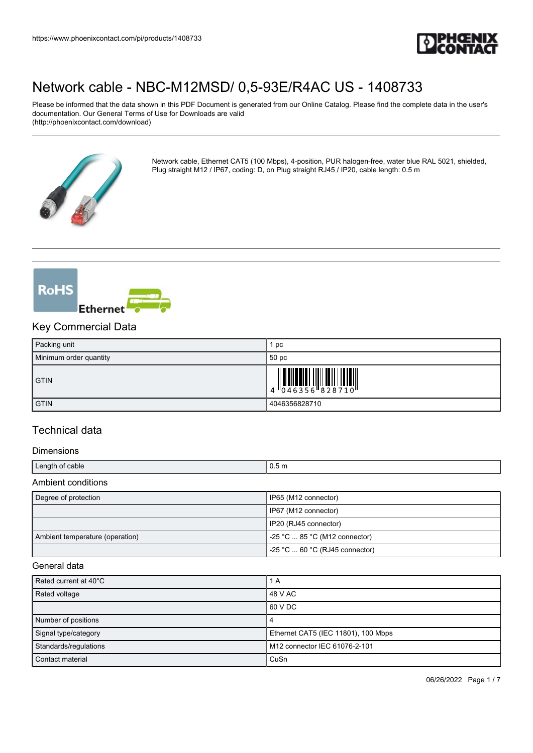# Network cable - NBC-M12MSD/ 0,5-93E/R4AC US - 1408733

Please be informed that the data shown in this PDF Document is generated from our Online Catalog. Please find the complete data in the user's documentation. Our General Terms of Use for Downloads are valid
(http://phoenixcontact.com/download)

Network cable, Ethernet CAT5 (100 Mbps), 4-position, PUR halogen-free, water blue RAL 5021, shielded, Plug straight M12 / IP67, coding: D, on Plug straight RJ45 / IP20, cable length: 0.5 m

## Key Commercial Data

| Packing unit | 1 pc |
| --- | --- |
| Minimum order quantity | 50 pc |
| GTIN | 4 046356 828710 |
| GTIN | 4046356828710 |

## Technical data

### Dimensions

| Length of cable | 0.5 m |
| --- | --- |

### Ambient conditions

| Degree of protection | IP65 (M12 connector) |
| --- | --- |
| | IP67 (M12 connector) |
| | IP20 (RJ45 connector) |
| Ambient temperature (operation) | -25 °C ... 85 °C (M12 connector) |
| | -25 °C ... 60 °C (RJ45 connector) |

### General data

| Rated current at 40°C | 1 A |
| --- | --- |
| Rated voltage | 48 V AC |
| | 60 V DC |
| Number of positions | 4 |
| Signal type/category | Ethernet CAT5 (IEC 11801), 100 Mbps |
| Standards/regulations | M12 connector IEC 61076-2-101 |
| Contact material | CuSn |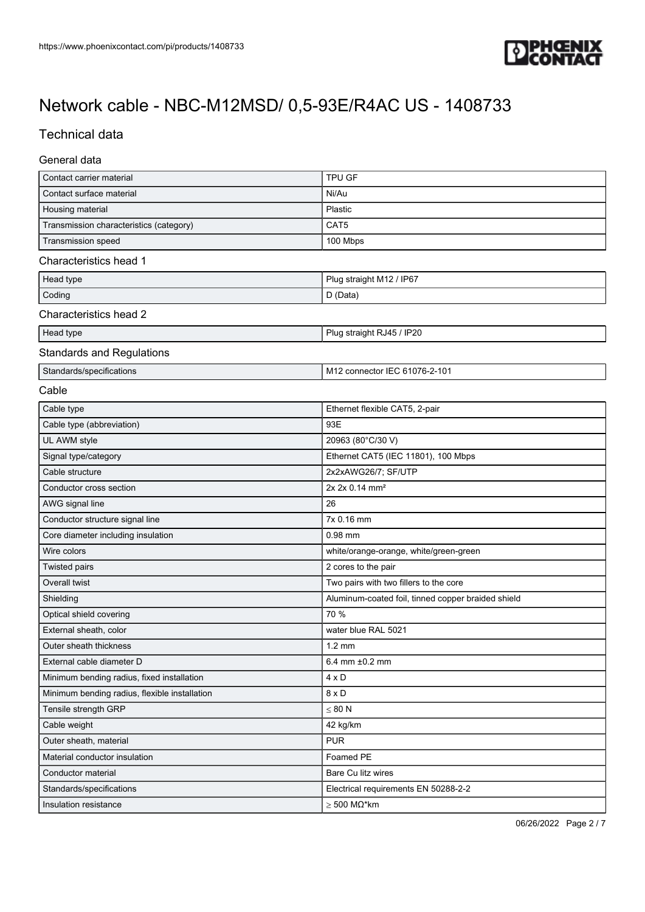# Network cable - NBC-M12MSD/ 0,5-93E/R4AC US - 1408733

## Technical data

### General data

| | |
|---|---|
| Contact carrier material | TPU GF |
| Contact surface material | Ni/Au |
| Housing material | Plastic |
| Transmission characteristics (category) | CAT5 |
| Transmission speed | 100 Mbps |

### Characteristics head 1

| | |
|---|---|
| Head type | Plug straight M12 / IP67 |
| Coding | D (Data) |

### Characteristics head 2

| | |
|---|---|
| Head type | Plug straight RJ45 / IP20 |

### Standards and Regulations

| | |
|---|---|
| Standards/specifications | M12 connector IEC 61076-2-101 |

### Cable

| | |
|---|---|
| Cable type | Ethernet flexible CAT5, 2-pair |
| Cable type (abbreviation) | 93E |
| UL AWM style | 20963 (80°C/30 V) |
| Signal type/category | Ethernet CAT5 (IEC 11801), 100 Mbps |
| Cable structure | 2x2xAWG26/7; SF/UTP |
| Conductor cross section | 2x 2x 0.14 mm² |
| AWG signal line | 26 |
| Conductor structure signal line | 7x 0.16 mm |
| Core diameter including insulation | 0.98 mm |
| Wire colors | white/orange-orange, white/green-green |
| Twisted pairs | 2 cores to the pair |
| Overall twist | Two pairs with two fillers to the core |
| Shielding | Aluminum-coated foil, tinned copper braided shield |
| Optical shield covering | 70 % |
| External sheath, color | water blue RAL 5021 |
| Outer sheath thickness | 1.2 mm |
| External cable diameter D | 6.4 mm ±0.2 mm |
| Minimum bending radius, fixed installation | 4 x D |
| Minimum bending radius, flexible installation | 8 x D |
| Tensile strength GRP | ≤ 80 N |
| Cable weight | 42 kg/km |
| Outer sheath, material | PUR |
| Material conductor insulation | Foamed PE |
| Conductor material | Bare Cu litz wires |
| Standards/specifications | Electrical requirements EN 50288-2-2 |
| Insulation resistance | ≥ 500 MΩ*km |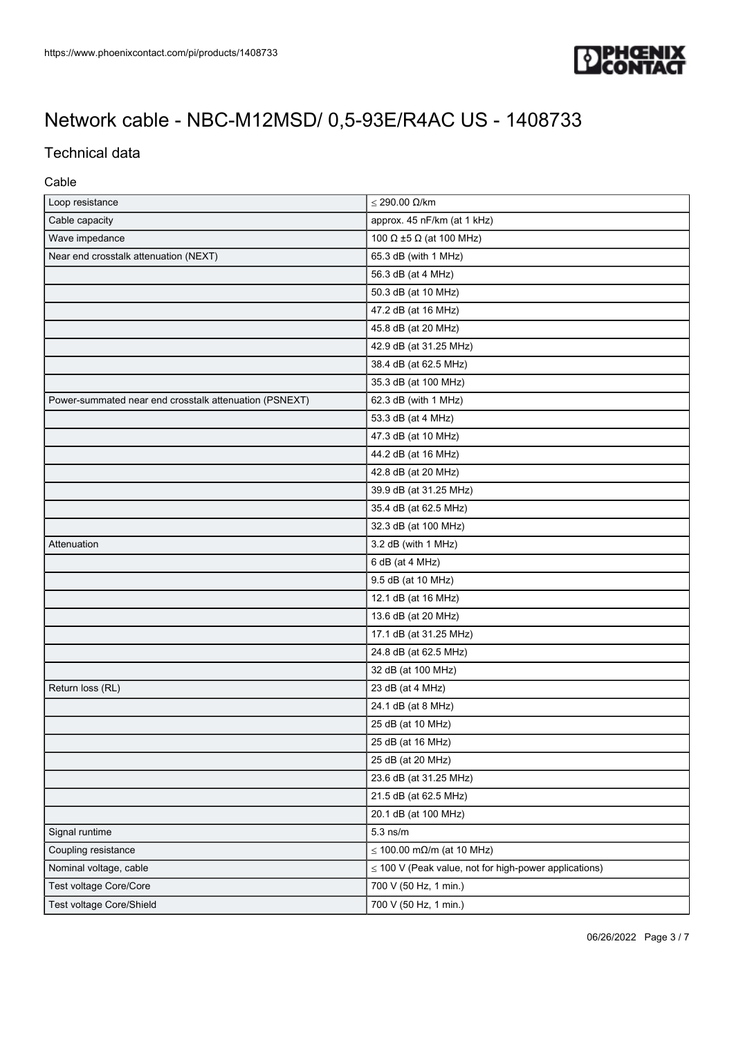# Network cable - NBC-M12MSD/ 0,5-93E/R4AC US - 1408733

## Technical data

### Cable

| | |
|---|---|
| Loop resistance | ≤ 290.00 Ω/km |
| Cable capacity | approx. 45 nF/km (at 1 kHz) |
| Wave impedance | 100 Ω ±5 Ω (at 100 MHz) |
| Near end crosstalk attenuation (NEXT) | 65.3 dB (with 1 MHz) |
| | 56.3 dB (at 4 MHz) |
| | 50.3 dB (at 10 MHz) |
| | 47.2 dB (at 16 MHz) |
| | 45.8 dB (at 20 MHz) |
| | 42.9 dB (at 31.25 MHz) |
| | 38.4 dB (at 62.5 MHz) |
| | 35.3 dB (at 100 MHz) |
| Power-summated near end crosstalk attenuation (PSNEXT) | 62.3 dB (with 1 MHz) |
| | 53.3 dB (at 4 MHz) |
| | 47.3 dB (at 10 MHz) |
| | 44.2 dB (at 16 MHz) |
| | 42.8 dB (at 20 MHz) |
| | 39.9 dB (at 31.25 MHz) |
| | 35.4 dB (at 62.5 MHz) |
| | 32.3 dB (at 100 MHz) |
| Attenuation | 3.2 dB (with 1 MHz) |
| | 6 dB (at 4 MHz) |
| | 9.5 dB (at 10 MHz) |
| | 12.1 dB (at 16 MHz) |
| | 13.6 dB (at 20 MHz) |
| | 17.1 dB (at 31.25 MHz) |
| | 24.8 dB (at 62.5 MHz) |
| | 32 dB (at 100 MHz) |
| Return loss (RL) | 23 dB (at 4 MHz) |
| | 24.1 dB (at 8 MHz) |
| | 25 dB (at 10 MHz) |
| | 25 dB (at 16 MHz) |
| | 25 dB (at 20 MHz) |
| | 23.6 dB (at 31.25 MHz) |
| | 21.5 dB (at 62.5 MHz) |
| | 20.1 dB (at 100 MHz) |
| Signal runtime | 5.3 ns/m |
| Coupling resistance | ≤ 100.00 mΩ/m (at 10 MHz) |
| Nominal voltage, cable | ≤ 100 V (Peak value, not for high-power applications) |
| Test voltage Core/Core | 700 V (50 Hz, 1 min.) |
| Test voltage Core/Shield | 700 V (50 Hz, 1 min.) |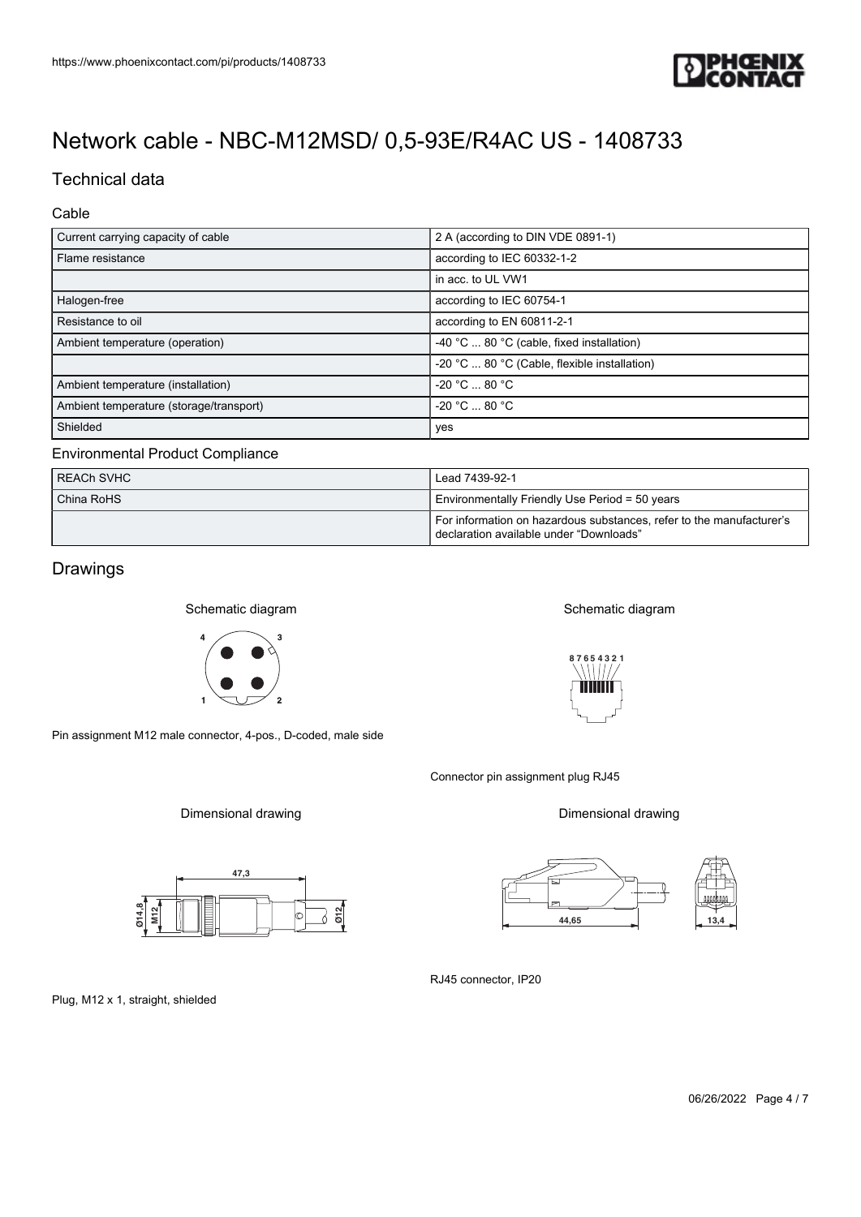# Network cable - NBC-M12MSD/ 0,5-93E/R4AC US - 1408733

## Technical data

### Cable

| | |
|---|---|
| Current carrying capacity of cable | 2 A (according to DIN VDE 0891-1) |
| Flame resistance | according to IEC 60332-1-2 |
| | in acc. to UL VW1 |
| Halogen-free | according to IEC 60754-1 |
| Resistance to oil | according to EN 60811-2-1 |
| Ambient temperature (operation) | -40 °C ... 80 °C (cable, fixed installation) |
| | -20 °C ... 80 °C (Cable, flexible installation) |
| Ambient temperature (installation) | -20 °C ... 80 °C |
| Ambient temperature (storage/transport) | -20 °C ... 80 °C |
| Shielded | yes |

### Environmental Product Compliance

| | |
|---|---|
| REACh SVHC | Lead 7439-92-1 |
| China RoHS | Environmentally Friendly Use Period = 50 years |
| | For information on hazardous substances, refer to the manufacturer's declaration available under "Downloads" |

## Drawings

Schematic diagram

Pin assignment M12 male connector, 4-pos., D-coded, male side

Schematic diagram

Connector pin assignment plug RJ45

Dimensional drawing

Plug, M12 x 1, straight, shielded

Dimensional drawing

RJ45 connector, IP20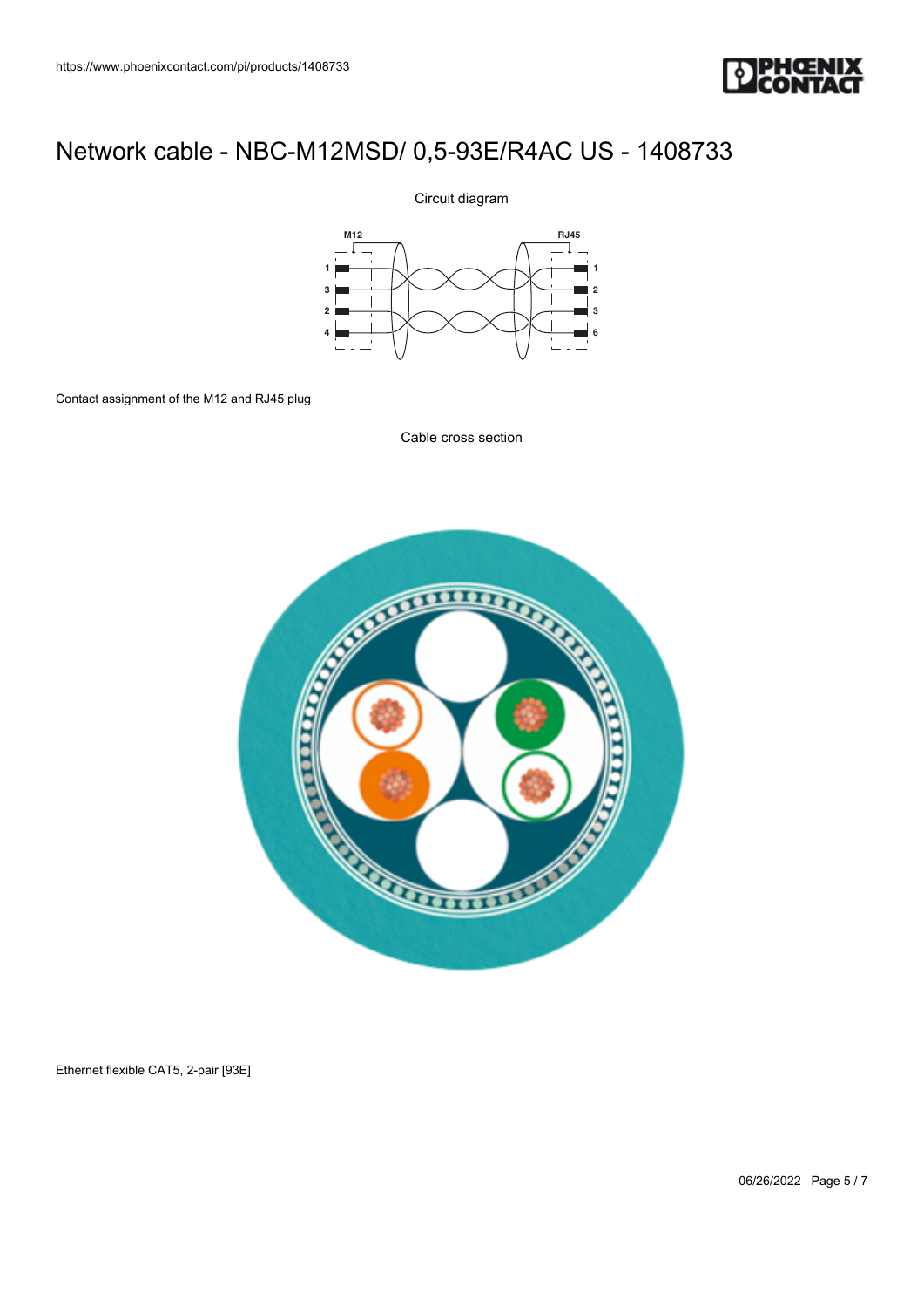# Network cable - NBC-M12MSD/ 0,5-93E/R4AC US - 1408733

Circuit diagram

Contact assignment of the M12 and RJ45 plug

Cable cross section

Ethernet flexible CAT5, 2-pair [93E]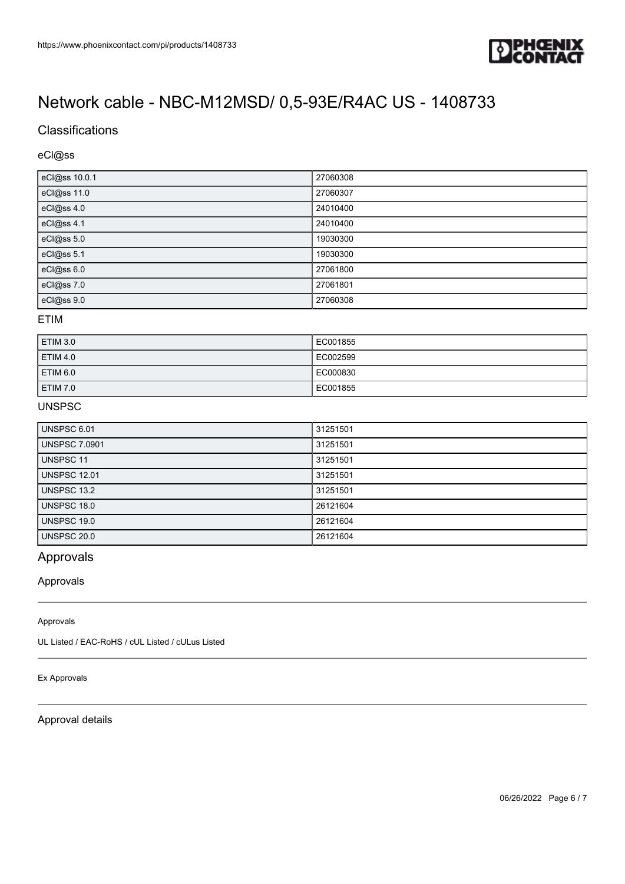# Network cable - NBC-M12MSD/ 0,5-93E/R4AC US - 1408733

## Classifications

### eCl@ss

| | |
|---|---|
| eCl@ss 10.0.1 | 27060308 |
| eCl@ss 11.0 | 27060307 |
| eCl@ss 4.0 | 24010400 |
| eCl@ss 4.1 | 24010400 |
| eCl@ss 5.0 | 19030300 |
| eCl@ss 5.1 | 19030300 |
| eCl@ss 6.0 | 27061800 |
| eCl@ss 7.0 | 27061801 |
| eCl@ss 9.0 | 27060308 |

### ETIM

| | |
|---|---|
| ETIM 3.0 | EC001855 |
| ETIM 4.0 | EC002599 |
| ETIM 6.0 | EC000830 |
| ETIM 7.0 | EC001855 |

### UNSPSC

| | |
|---|---|
| UNSPSC 6.01 | 31251501 |
| UNSPSC 7.0901 | 31251501 |
| UNSPSC 11 | 31251501 |
| UNSPSC 12.01 | 31251501 |
| UNSPSC 13.2 | 31251501 |
| UNSPSC 18.0 | 26121604 |
| UNSPSC 19.0 | 26121604 |
| UNSPSC 20.0 | 26121604 |

## Approvals

### Approvals

Approvals

UL Listed / EAC-RoHS / cUL Listed / cULus Listed

Ex Approvals

### Approval details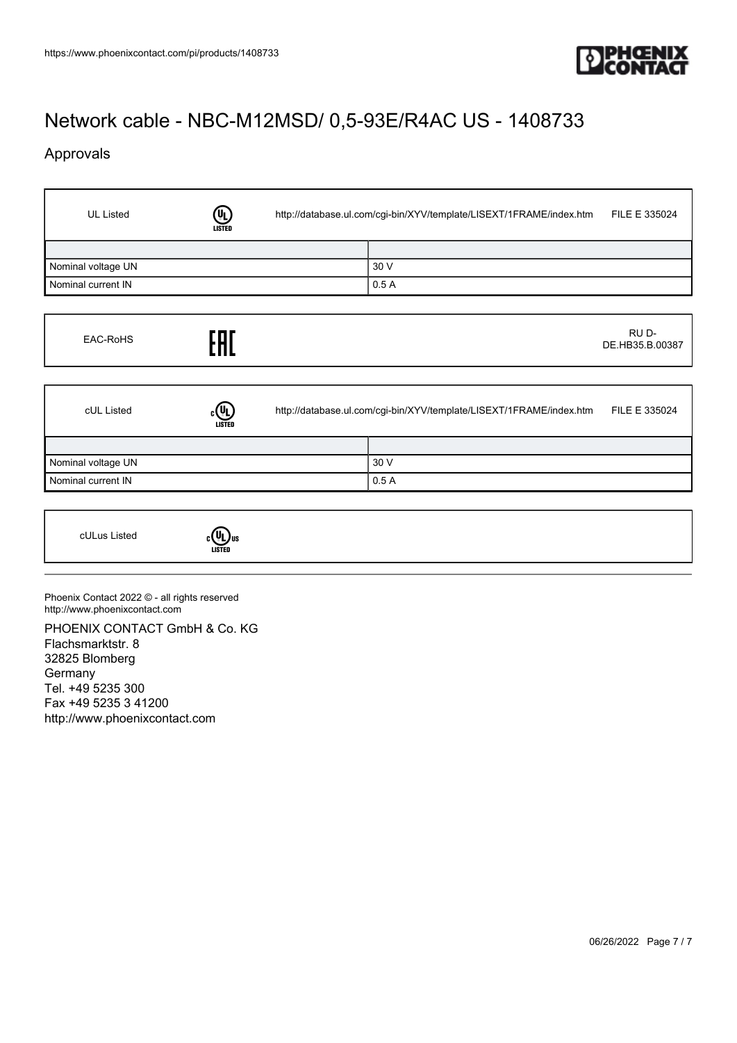# Network cable - NBC-M12MSD/ 0,5-93E/R4AC US - 1408733

## Approvals

| UL Listed | http://database.ul.com/cgi-bin/XYV/template/LISEXT/1FRAME/index.htm | FILE E 335024 |
|---|---|---|

| | |
|---|---|
| Nominal voltage UN | 30 V |
| Nominal current IN | 0.5 A |

| EAC-RoHS | RU D-DE.HB35.B.00387 |
|---|---|

| cUL Listed | http://database.ul.com/cgi-bin/XYV/template/LISEXT/1FRAME/index.htm | FILE E 335024 |
|---|---|---|

| | |
|---|---|
| Nominal voltage UN | 30 V |
| Nominal current IN | 0.5 A |

| cULus Listed |
|---|

Phoenix Contact 2022 © - all rights reserved
http://www.phoenixcontact.com

PHOENIX CONTACT GmbH & Co. KG
Flachsmarktstr. 8
32825 Blomberg
Germany
Tel. +49 5235 300
Fax +49 5235 3 41200
http://www.phoenixcontact.com